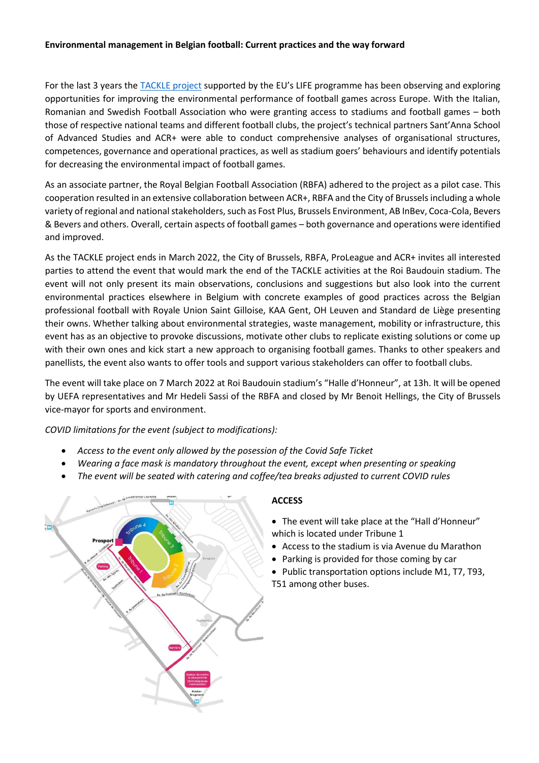**Environmental management in Belgian football: Current practices and the way forward**

For the last 3 years the [TACKLE project](#) supported by the EU's LIFE programme has been observing and exploring opportunities for improving the environmental performance of football games across Europe. With the Italian, Romanian and Swedish Football Association who were granting access to stadiums and football games – both those of respective national teams and different football clubs, the project's technical partners Sant'Anna School of Advanced Studies and ACR+ were able to conduct comprehensive analyses of organisational structures, competences, governance and operational practices, as well as stadium goers' behaviours and identify potentials for decreasing the environmental impact of football games.

As an associate partner, the Royal Belgian Football Association (RBFA) adhered to the project as a pilot case. This cooperation resulted in an extensive collaboration between ACR+, RBFA and the City of Brussels including a whole variety of regional and national stakeholders, such as Fost Plus, Brussels Environment, AB InBev, Coca-Cola, Bevers & Bevers and others. Overall, certain aspects of football games – both governance and operations were identified and improved.

As the TACKLE project ends in March 2022, the City of Brussels, RBFA, ProLeague and ACR+ invites all interested parties to attend the event that would mark the end of the TACKLE activities at the Roi Baudouin stadium. The event will not only present its main observations, conclusions and suggestions but also look into the current environmental practices elsewhere in Belgium with concrete examples of good practices across the Belgian professional football with Royale Union Saint Gilloise, KAA Gent, OH Leuven and Standard de Liège presenting their owns. Whether talking about environmental strategies, waste management, mobility or infrastructure, this event has as an objective to provoke discussions, motivate other clubs to replicate existing solutions or come up with their own ones and kick start a new approach to organising football games. Thanks to other speakers and panellists, the event also wants to offer tools and support various stakeholders can offer to football clubs.

The event will take place on 7 March 2022 at Roi Baudouin stadium's "Halle d'Honneur", at 13h. It will be opened by UEFA representatives and Mr Hedeli Sassi of the RBFA and closed by Mr Benoit Hellings, the City of Brussels vice-mayor for sports and environment.

*COVID limitations for the event (subject to modifications):*

- *Access to the event only allowed by the posession of the Covid Safe Ticket*
- *Wearing a face mask is mandatory throughout the event, except when presenting or speaking*
- *The event will be seated with catering and coffee/tea breaks adjusted to current COVID rules*

**ACCESS**

- The event will take place at the "Hall d'Honneur" which is located under Tribune 1
- Access to the stadium is via Avenue du Marathon
- Parking is provided for those coming by car
- Public transportation options include M1, T7, T93, T51 among other buses.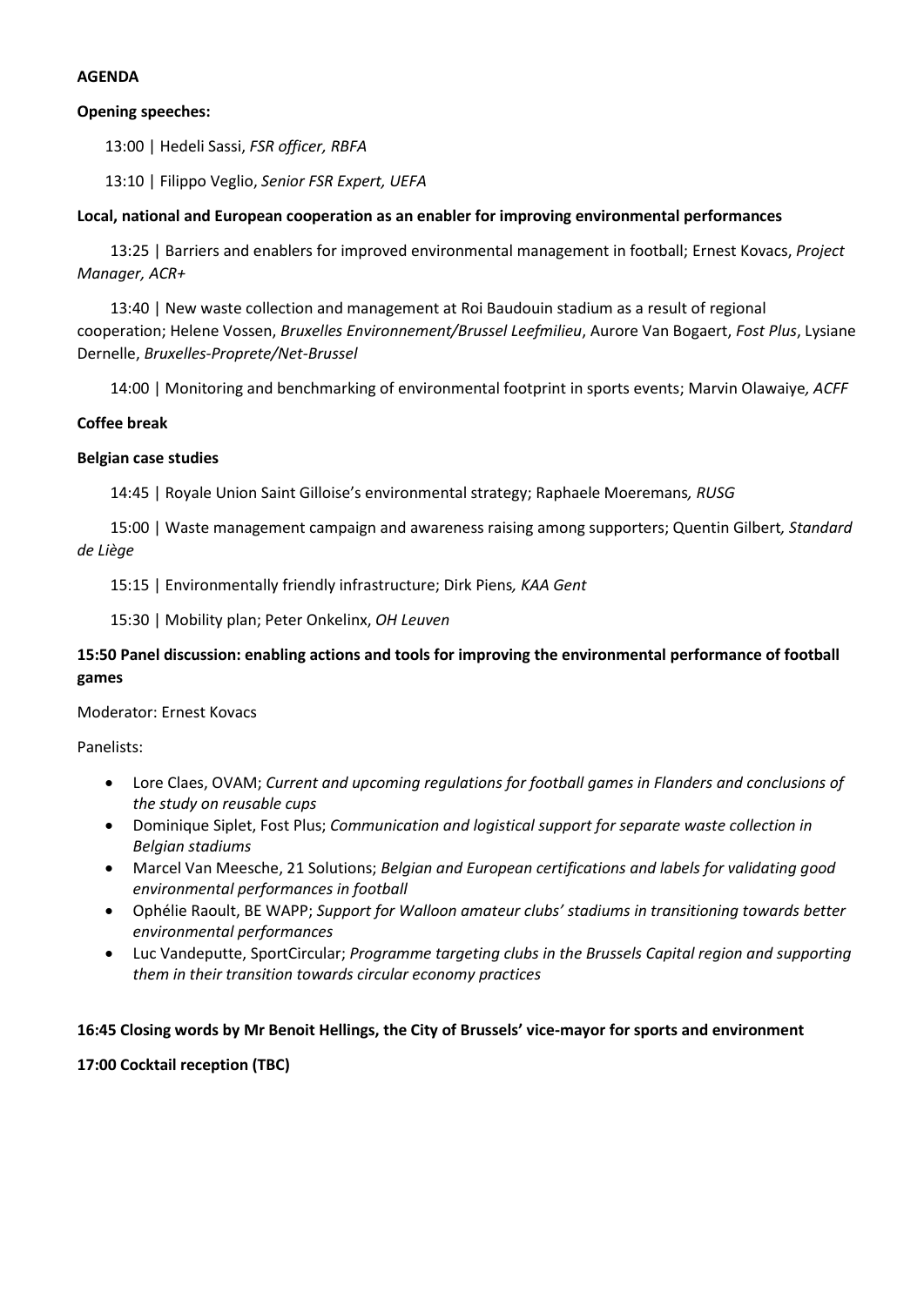**AGENDA**

**Opening speeches:**

13:00 | Hedeli Sassi, *FSR officer, RBFA*

13:10 | Filippo Veglio, *Senior FSR Expert, UEFA*

**Local, national and European cooperation as an enabler for improving environmental performances**

13:25 | Barriers and enablers for improved environmental management in football; Ernest Kovacs, *Project Manager, ACR+*

13:40 | New waste collection and management at Roi Baudouin stadium as a result of regional cooperation; Helene Vossen, *Bruxelles Environnement/Brussel Leefmilieu*, Aurore Van Bogaert, *Fost Plus*, Lysiane Dernelle, *Bruxelles-Proprete/Net-Brussel*

14:00 | Monitoring and benchmarking of environmental footprint in sports events; Marvin Olawaiye*, ACFF*

**Coffee break**

**Belgian case studies**

14:45 | Royale Union Saint Gilloise's environmental strategy; Raphaele Moeremans*, RUSG*

15:00 | Waste management campaign and awareness raising among supporters; Quentin Gilbert*, Standard de Liège*

15:15 | Environmentally friendly infrastructure; Dirk Piens*, KAA Gent*

15:30 | Mobility plan; Peter Onkelinx, *OH Leuven*

**15:50 Panel discussion: enabling actions and tools for improving the environmental performance of football games**

Moderator: Ernest Kovacs

Panelists:

- Lore Claes, OVAM; *Current and upcoming regulations for football games in Flanders and conclusions of the study on reusable cups*
- Dominique Siplet, Fost Plus; *Communication and logistical support for separate waste collection in Belgian stadiums*
- Marcel Van Meesche, 21 Solutions; *Belgian and European certifications and labels for validating good environmental performances in football*
- Ophélie Raoult, BE WAPP; *Support for Walloon amateur clubs' stadiums in transitioning towards better environmental performances*
- Luc Vandeputte, SportCircular; *Programme targeting clubs in the Brussels Capital region and supporting them in their transition towards circular economy practices*

**16:45 Closing words by Mr Benoit Hellings, the City of Brussels' vice-mayor for sports and environment**

**17:00 Cocktail reception (TBC)**